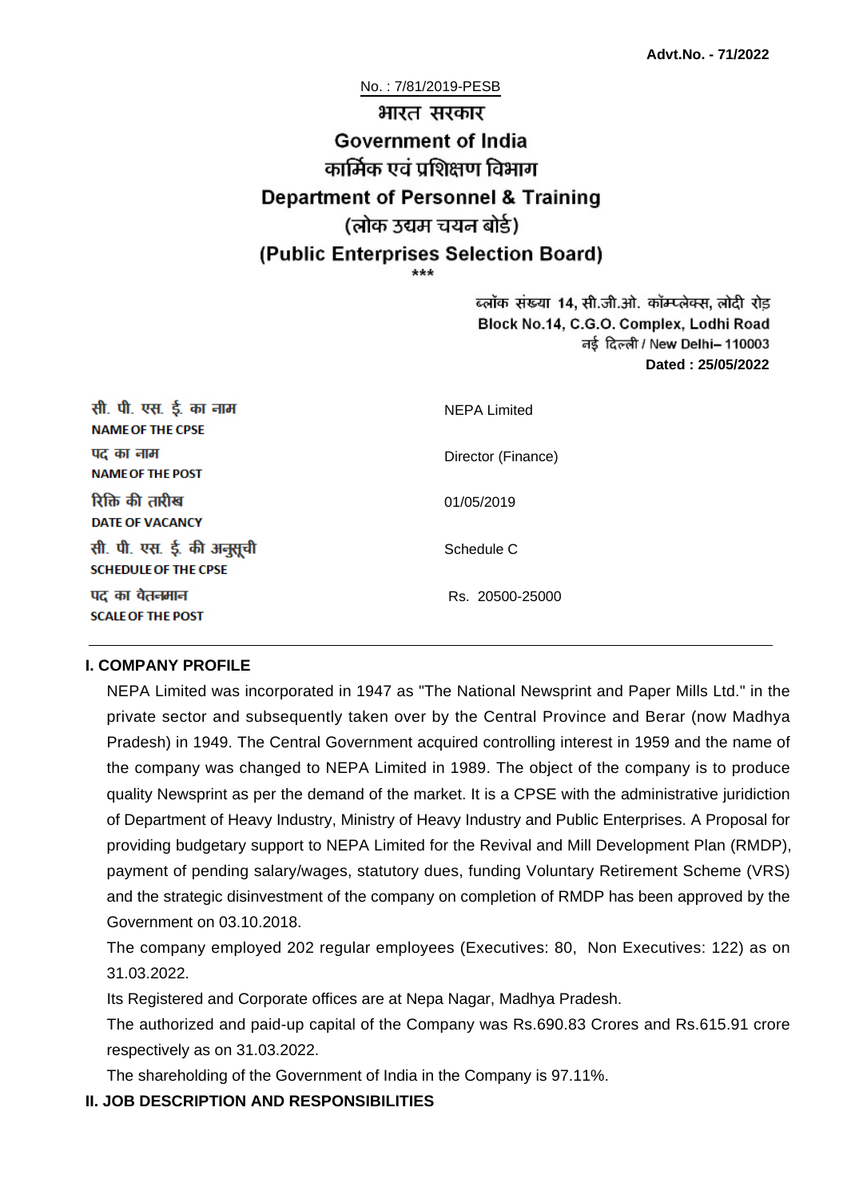**Advt.No. - 71/2022**

No. : 7/81/2019-PESB

# भारत सरकार
# Government of India
## कार्मिक एवं प्रशिक्षण विभाग
## Department of Personnel & Training
## (लोक उद्यम चयन बोर्ड)
## (Public Enterprises Selection Board)

\*\*\*

ब्लॉक संख्या 14, सी.जी.ओ. कॉम्प्लेक्स, लोदी रोड़
Block No.14, C.G.O. Complex, Lodhi Road
नई दिल्ली / New Delhi– 110003
**Dated : 25/05/2022**

| | |
|---|---|
| सी. पी. एस. ई. का नाम<br>**NAME OF THE CPSE** | NEPA Limited |
| पद का नाम<br>**NAME OF THE POST** | Director (Finance) |
| रिक्ति की तारीख<br>**DATE OF VACANCY** | 01/05/2019 |
| सी. पी. एस. ई. की अनुसूची<br>**SCHEDULE OF THE CPSE** | Schedule C |
| पद का वेतनमान<br>**SCALE OF THE POST** | Rs. 20500-25000 |

### I. COMPANY PROFILE

NEPA Limited was incorporated in 1947 as "The National Newsprint and Paper Mills Ltd." in the private sector and subsequently taken over by the Central Province and Berar (now Madhya Pradesh) in 1949. The Central Government acquired controlling interest in 1959 and the name of the company was changed to NEPA Limited in 1989. The object of the company is to produce quality Newsprint as per the demand of the market. It is a CPSE with the administrative juridiction of Department of Heavy Industry, Ministry of Heavy Industry and Public Enterprises. A Proposal for providing budgetary support to NEPA Limited for the Revival and Mill Development Plan (RMDP), payment of pending salary/wages, statutory dues, funding Voluntary Retirement Scheme (VRS) and the strategic disinvestment of the company on completion of RMDP has been approved by the Government on 03.10.2018.

The company employed 202 regular employees (Executives: 80, Non Executives: 122) as on 31.03.2022.

Its Registered and Corporate offices are at Nepa Nagar, Madhya Pradesh.

The authorized and paid-up capital of the Company was Rs.690.83 Crores and Rs.615.91 crore respectively as on 31.03.2022.

The shareholding of the Government of India in the Company is 97.11%.

### II. JOB DESCRIPTION AND RESPONSIBILITIES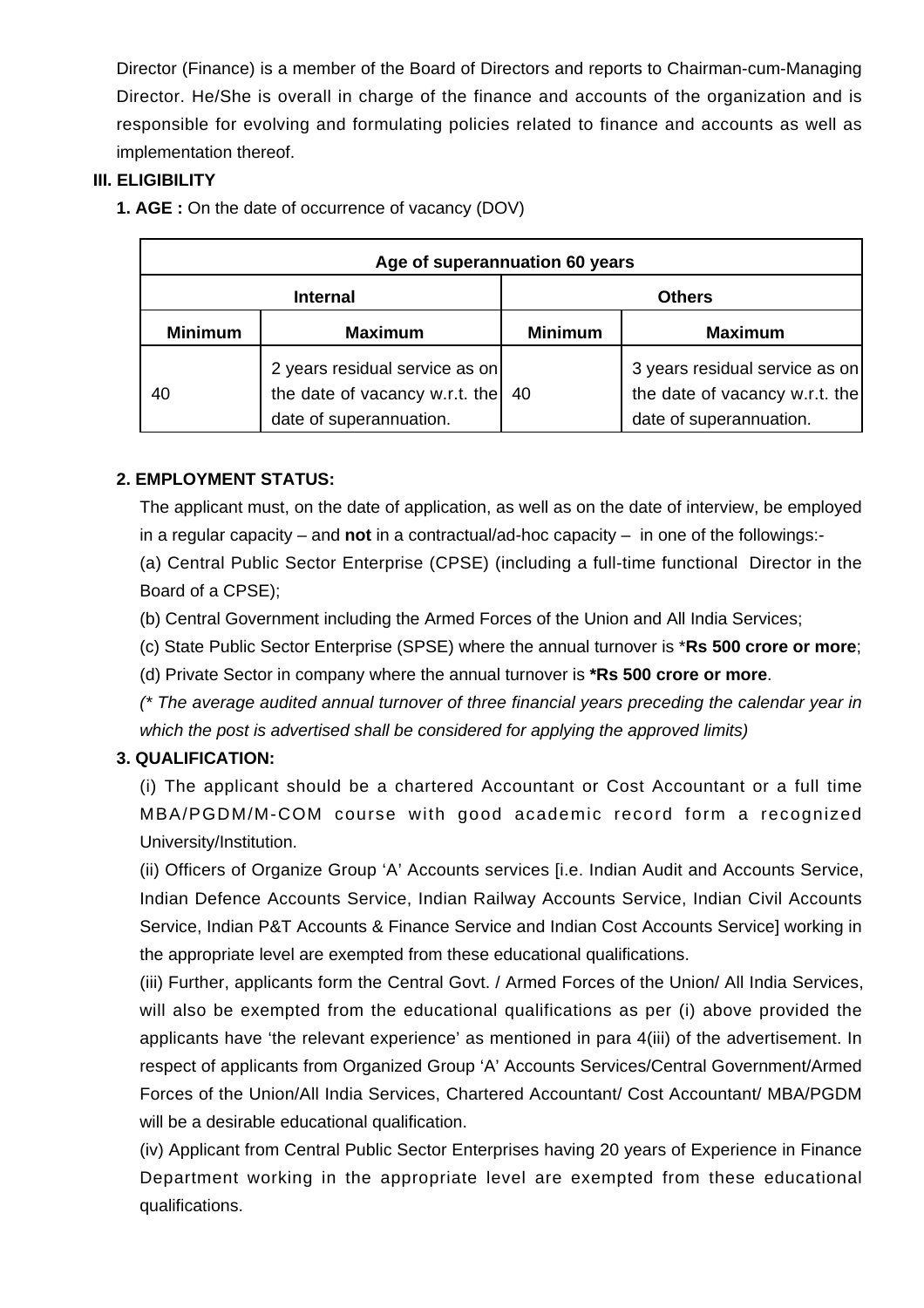Director (Finance) is a member of the Board of Directors and reports to Chairman-cum-Managing Director. He/She is overall in charge of the finance and accounts of the organization and is responsible for evolving and formulating policies related to finance and accounts as well as implementation thereof.

**III. ELIGIBILITY**

**1. AGE :** On the date of occurrence of vacancy (DOV)

| Age of superannuation 60 years | | | |
|---|---|---|---|
| **Internal** | | **Others** | |
| **Minimum** | **Maximum** | **Minimum** | **Maximum** |
| 40 | 2 years residual service as on the date of vacancy w.r.t. the date of superannuation. | 40 | 3 years residual service as on the date of vacancy w.r.t. the date of superannuation. |

**2. EMPLOYMENT STATUS:**

The applicant must, on the date of application, as well as on the date of interview, be employed in a regular capacity – and **not** in a contractual/ad-hoc capacity – in one of the followings:-

(a) Central Public Sector Enterprise (CPSE) (including a full-time functional Director in the Board of a CPSE);

(b) Central Government including the Armed Forces of the Union and All India Services;

(c) State Public Sector Enterprise (SPSE) where the annual turnover is \***Rs 500 crore or more**;

(d) Private Sector in company where the annual turnover is **\*Rs 500 crore or more**.

*(\* The average audited annual turnover of three financial years preceding the calendar year in which the post is advertised shall be considered for applying the approved limits)*

**3. QUALIFICATION:**

(i) The applicant should be a chartered Accountant or Cost Accountant or a full time MBA/PGDM/M-COM course with good academic record form a recognized University/Institution.

(ii) Officers of Organize Group 'A' Accounts services [i.e. Indian Audit and Accounts Service, Indian Defence Accounts Service, Indian Railway Accounts Service, Indian Civil Accounts Service, Indian P&T Accounts & Finance Service and Indian Cost Accounts Service] working in the appropriate level are exempted from these educational qualifications.

(iii) Further, applicants form the Central Govt. / Armed Forces of the Union/ All India Services, will also be exempted from the educational qualifications as per (i) above provided the applicants have 'the relevant experience' as mentioned in para 4(iii) of the advertisement. In respect of applicants from Organized Group 'A' Accounts Services/Central Government/Armed Forces of the Union/All India Services, Chartered Accountant/ Cost Accountant/ MBA/PGDM will be a desirable educational qualification.

(iv) Applicant from Central Public Sector Enterprises having 20 years of Experience in Finance Department working in the appropriate level are exempted from these educational qualifications.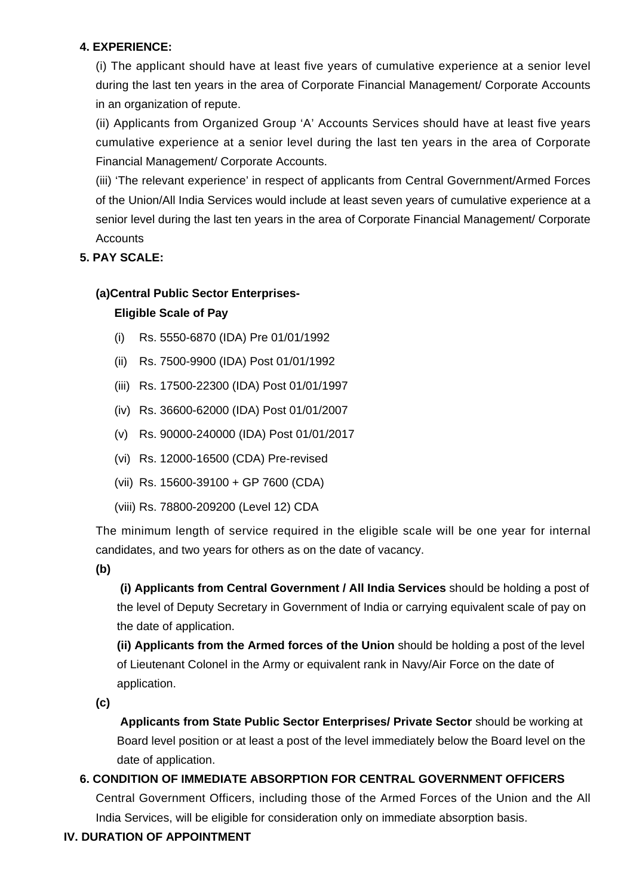**4. EXPERIENCE:**

(i) The applicant should have at least five years of cumulative experience at a senior level during the last ten years in the area of Corporate Financial Management/ Corporate Accounts in an organization of repute.

(ii) Applicants from Organized Group ‘A’ Accounts Services should have at least five years cumulative experience at a senior level during the last ten years in the area of Corporate Financial Management/ Corporate Accounts.

(iii) ‘The relevant experience’ in respect of applicants from Central Government/Armed Forces of the Union/All India Services would include at least seven years of cumulative experience at a senior level during the last ten years in the area of Corporate Financial Management/ Corporate Accounts

**5. PAY SCALE:**

**(a)Central Public Sector Enterprises-**

**Eligible Scale of Pay**

(i) Rs. 5550-6870 (IDA) Pre 01/01/1992

(ii) Rs. 7500-9900 (IDA) Post 01/01/1992

(iii) Rs. 17500-22300 (IDA) Post 01/01/1997

(iv) Rs. 36600-62000 (IDA) Post 01/01/2007

(v) Rs. 90000-240000 (IDA) Post 01/01/2017

(vi) Rs. 12000-16500 (CDA) Pre-revised

(vii) Rs. 15600-39100 + GP 7600 (CDA)

(viii) Rs. 78800-209200 (Level 12) CDA

The minimum length of service required in the eligible scale will be one year for internal candidates, and two years for others as on the date of vacancy.

**(b)**

**(i) Applicants from Central Government / All India Services** should be holding a post of the level of Deputy Secretary in Government of India or carrying equivalent scale of pay on the date of application.

**(ii) Applicants from the Armed forces of the Union** should be holding a post of the level of Lieutenant Colonel in the Army or equivalent rank in Navy/Air Force on the date of application.

**(c)**

**Applicants from State Public Sector Enterprises/ Private Sector** should be working at Board level position or at least a post of the level immediately below the Board level on the date of application.

**6. CONDITION OF IMMEDIATE ABSORPTION FOR CENTRAL GOVERNMENT OFFICERS**

Central Government Officers, including those of the Armed Forces of the Union and the All India Services, will be eligible for consideration only on immediate absorption basis.

**IV. DURATION OF APPOINTMENT**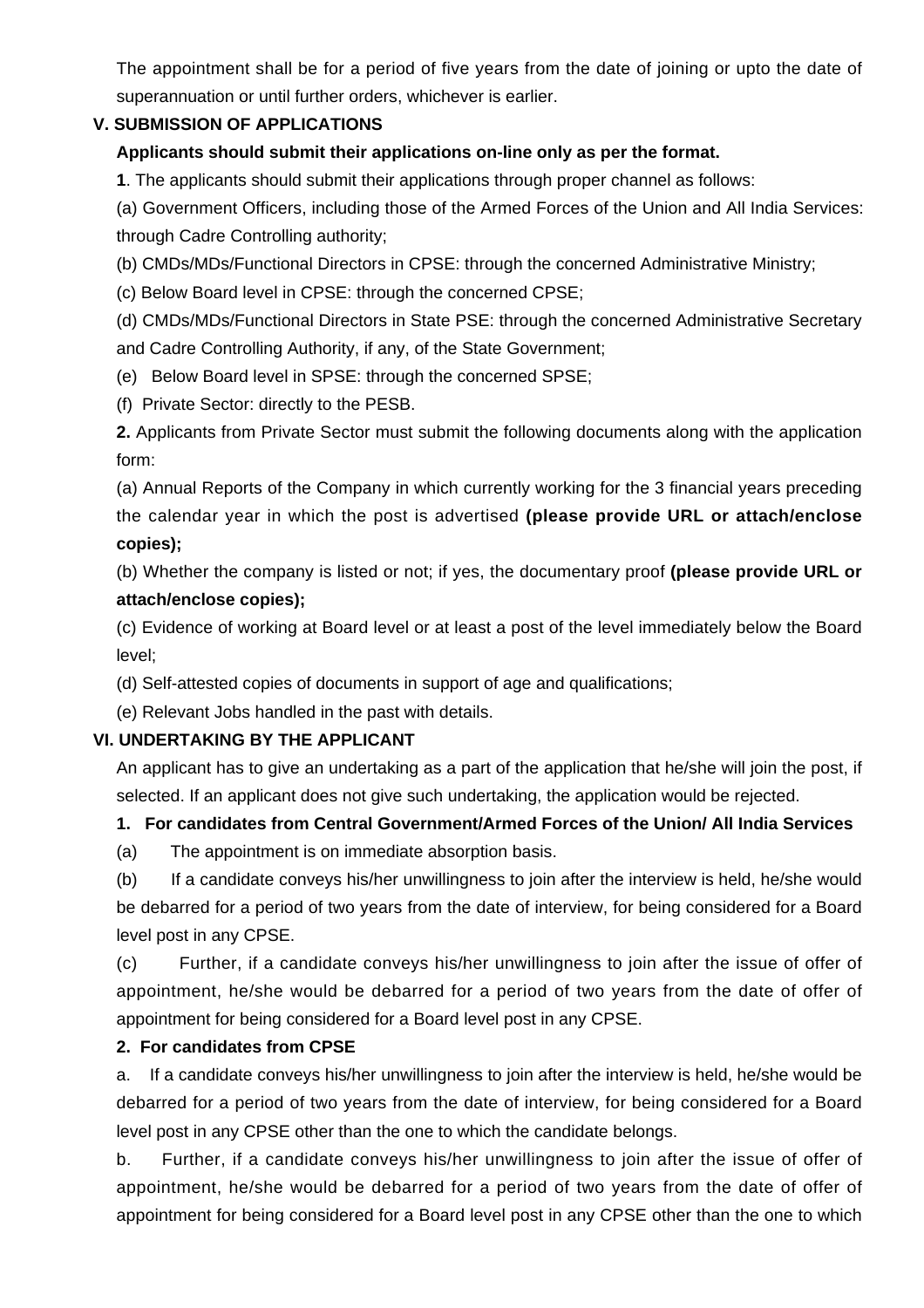The appointment shall be for a period of five years from the date of joining or upto the date of superannuation or until further orders, whichever is earlier.

## V. SUBMISSION OF APPLICATIONS

**Applicants should submit their applications on-line only as per the format.**

**1**. The applicants should submit their applications through proper channel as follows:

(a) Government Officers, including those of the Armed Forces of the Union and All India Services: through Cadre Controlling authority;

(b) CMDs/MDs/Functional Directors in CPSE: through the concerned Administrative Ministry;

(c) Below Board level in CPSE: through the concerned CPSE;

(d) CMDs/MDs/Functional Directors in State PSE: through the concerned Administrative Secretary and Cadre Controlling Authority, if any, of the State Government;

(e) Below Board level in SPSE: through the concerned SPSE;

(f) Private Sector: directly to the PESB.

**2.** Applicants from Private Sector must submit the following documents along with the application form:

(a) Annual Reports of the Company in which currently working for the 3 financial years preceding the calendar year in which the post is advertised **(please provide URL or attach/enclose copies);**

(b) Whether the company is listed or not; if yes, the documentary proof **(please provide URL or attach/enclose copies);**

(c) Evidence of working at Board level or at least a post of the level immediately below the Board level;

(d) Self-attested copies of documents in support of age and qualifications;

(e) Relevant Jobs handled in the past with details.

## VI. UNDERTAKING BY THE APPLICANT

An applicant has to give an undertaking as a part of the application that he/she will join the post, if selected. If an applicant does not give such undertaking, the application would be rejected.

**1. For candidates from Central Government/Armed Forces of the Union/ All India Services**

(a) The appointment is on immediate absorption basis.

(b) If a candidate conveys his/her unwillingness to join after the interview is held, he/she would be debarred for a period of two years from the date of interview, for being considered for a Board level post in any CPSE.

(c) Further, if a candidate conveys his/her unwillingness to join after the issue of offer of appointment, he/she would be debarred for a period of two years from the date of offer of appointment for being considered for a Board level post in any CPSE.

**2. For candidates from CPSE**

a. If a candidate conveys his/her unwillingness to join after the interview is held, he/she would be debarred for a period of two years from the date of interview, for being considered for a Board level post in any CPSE other than the one to which the candidate belongs.

b. Further, if a candidate conveys his/her unwillingness to join after the issue of offer of appointment, he/she would be debarred for a period of two years from the date of offer of appointment for being considered for a Board level post in any CPSE other than the one to which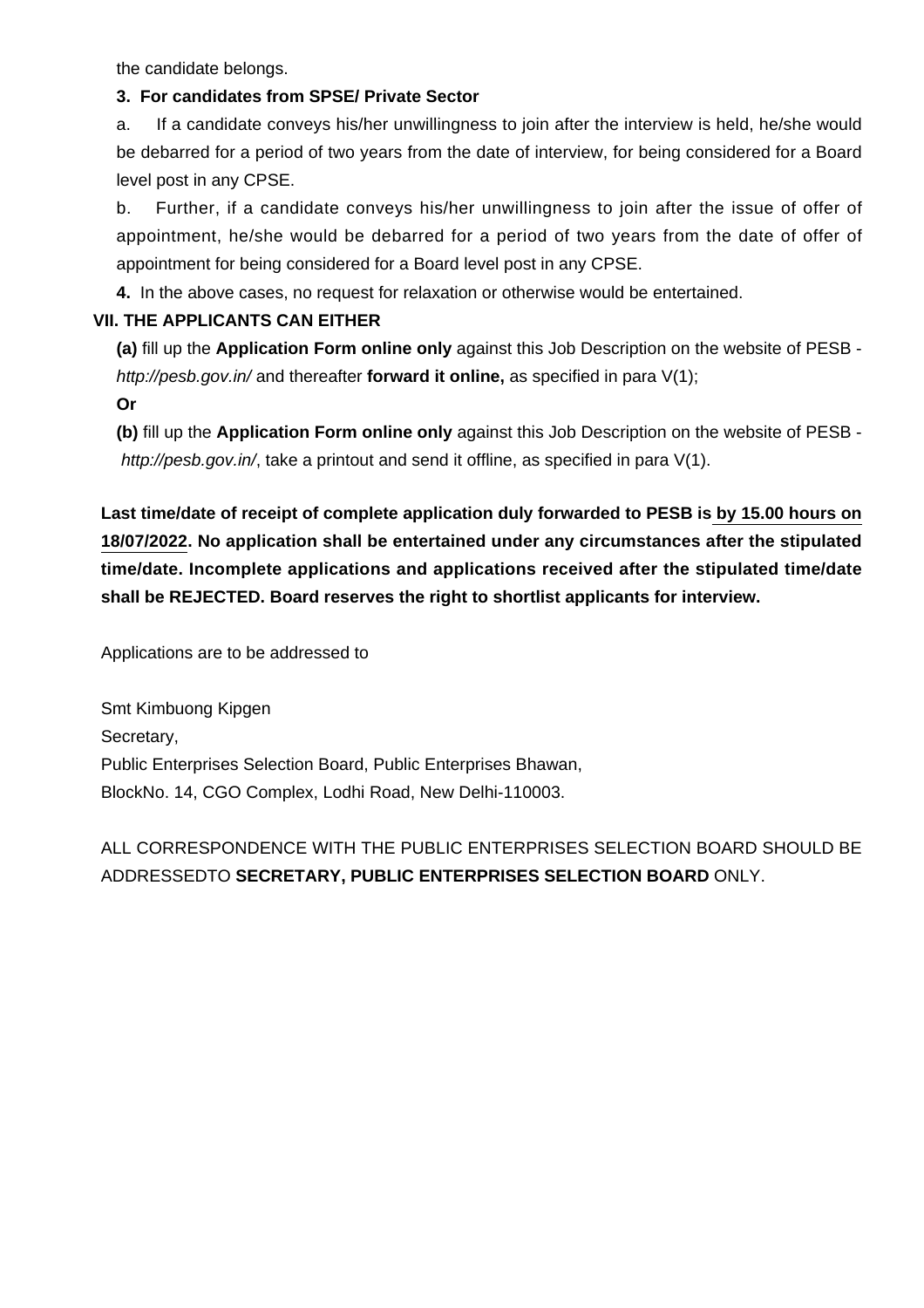the candidate belongs.

**3. For candidates from SPSE/ Private Sector**

a. If a candidate conveys his/her unwillingness to join after the interview is held, he/she would be debarred for a period of two years from the date of interview, for being considered for a Board level post in any CPSE.

b. Further, if a candidate conveys his/her unwillingness to join after the issue of offer of appointment, he/she would be debarred for a period of two years from the date of offer of appointment for being considered for a Board level post in any CPSE.

**4.** In the above cases, no request for relaxation or otherwise would be entertained.

**VII. THE APPLICANTS CAN EITHER**

**(a)** fill up the **Application Form online only** against this Job Description on the website of PESB - *http://pesb.gov.in/* and thereafter **forward it online,** as specified in para V(1);

**Or**

**(b)** fill up the **Application Form online only** against this Job Description on the website of PESB - *http://pesb.gov.in/*, take a printout and send it offline, as specified in para V(1).

**Last time/date of receipt of complete application duly forwarded to PESB is by 15.00 hours on 18/07/2022. No application shall be entertained under any circumstances after the stipulated time/date. Incomplete applications and applications received after the stipulated time/date shall be REJECTED. Board reserves the right to shortlist applicants for interview.**

Applications are to be addressed to

Smt Kimbuong Kipgen
Secretary,
Public Enterprises Selection Board, Public Enterprises Bhawan,
BlockNo. 14, CGO Complex, Lodhi Road, New Delhi-110003.

ALL CORRESPONDENCE WITH THE PUBLIC ENTERPRISES SELECTION BOARD SHOULD BE ADDRESSEDTO **SECRETARY, PUBLIC ENTERPRISES SELECTION BOARD** ONLY.